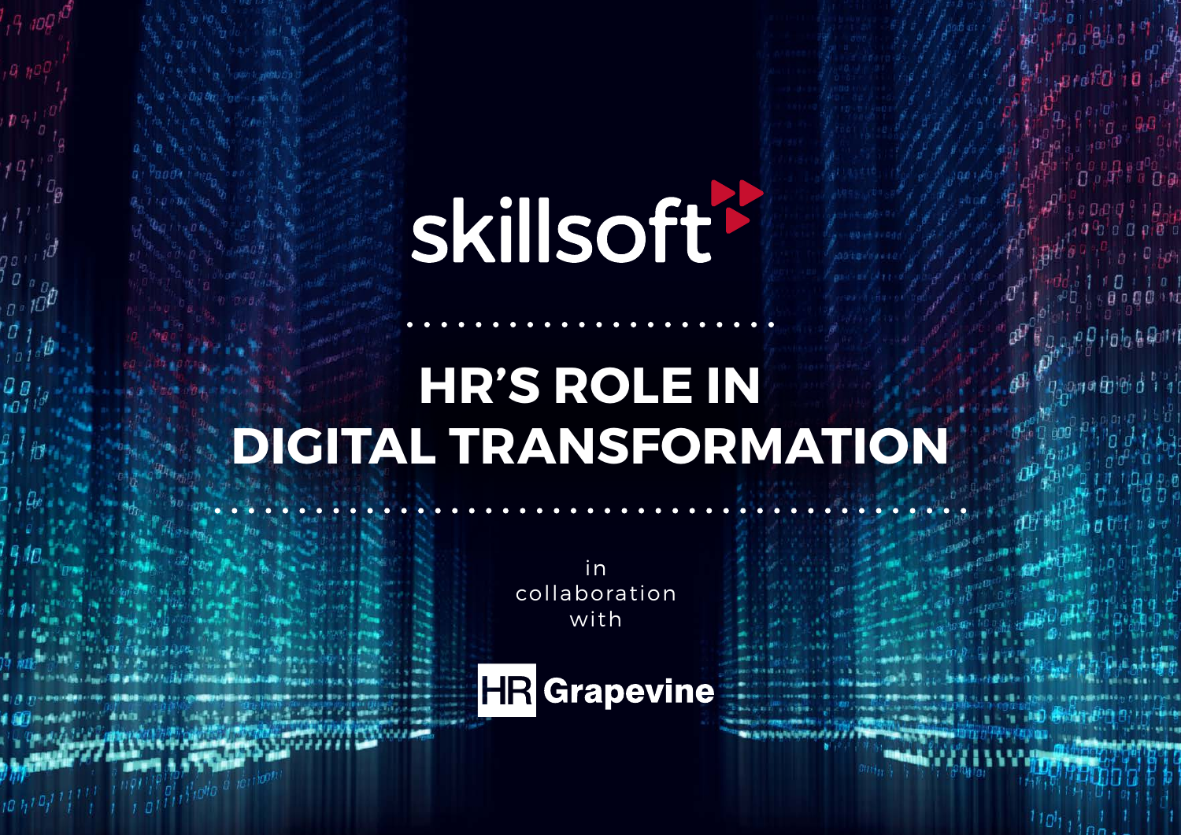skillsoft

# HR'S ROLE IN DIGITAL TRANSFORMATION

in collaboration with

HR Grapevine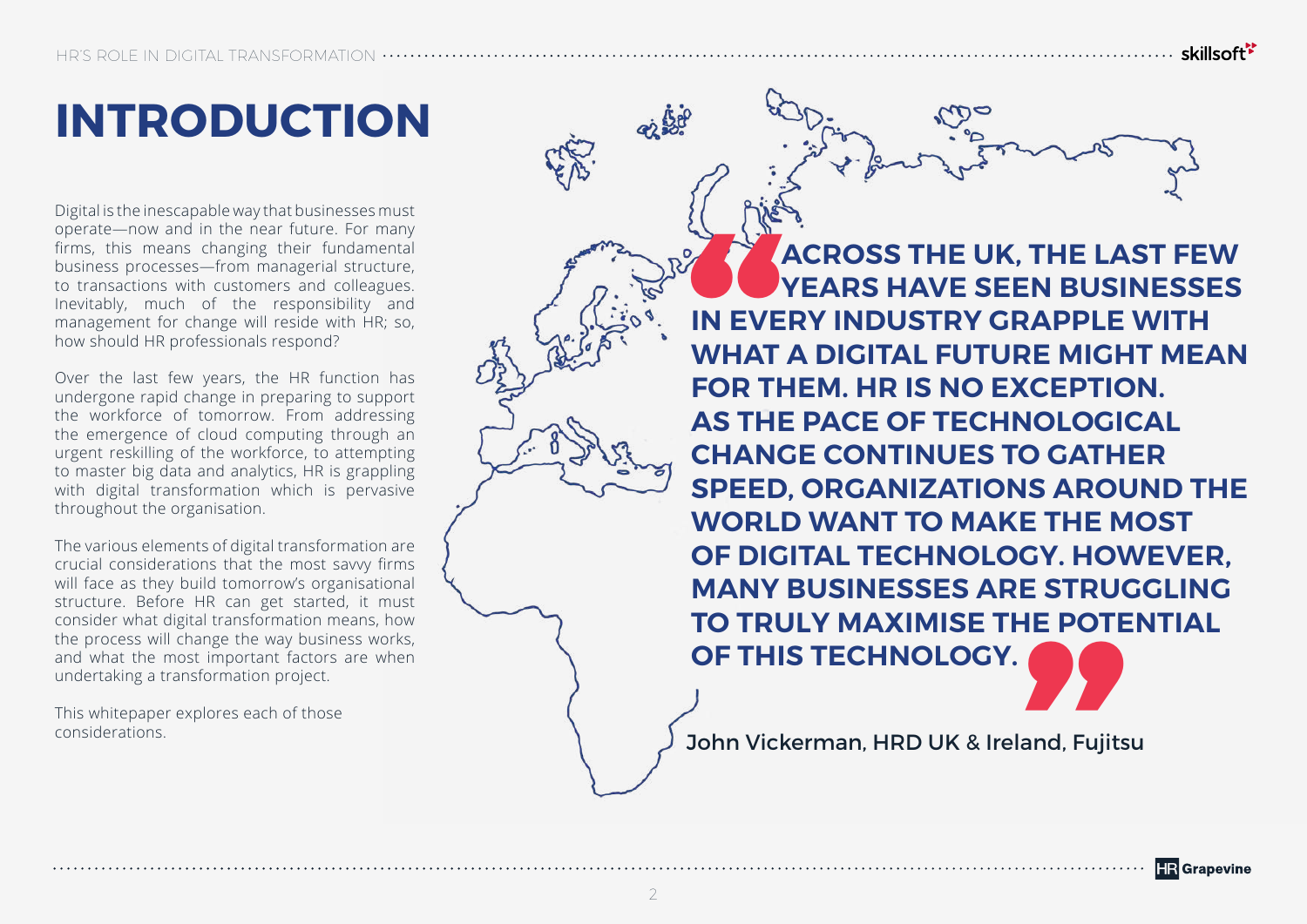# INTRODUCTION

Digital is the inescapable way that businesses must operate—now and in the near future. For many firms, this means changing their fundamental business processes—from managerial structure, to transactions with customers and colleagues. Inevitably, much of the responsibility and management for change will reside with HR; so, how should HR professionals respond?

Over the last few years, the HR function has undergone rapid change in preparing to support the workforce of tomorrow. From addressing the emergence of cloud computing through an urgent reskilling of the workforce, to attempting to master big data and analytics, HR is grappling with digital transformation which is pervasive throughout the organisation.

The various elements of digital transformation are crucial considerations that the most savvy firms will face as they build tomorrow's organisational structure. Before HR can get started, it must consider what digital transformation means, how the process will change the way business works, and what the most important factors are when undertaking a transformation project.

This whitepaper explores each of those considerations.

> **ACROSS THE UK, THE LAST FEW YEARS HAVE SEEN BUSINESSES IN EVERY INDUSTRY GRAPPLE WITH WHAT A DIGITAL FUTURE MIGHT MEAN FOR THEM. HR IS NO EXCEPTION. AS THE PACE OF TECHNOLOGICAL CHANGE CONTINUES TO GATHER SPEED, ORGANIZATIONS AROUND THE WORLD WANT TO MAKE THE MOST OF DIGITAL TECHNOLOGY. HOWEVER, MANY BUSINESSES ARE STRUGGLING TO TRULY MAXIMISE THE POTENTIAL OF THIS TECHNOLOGY.**
>
> John Vickerman, HRD UK & Ireland, Fujitsu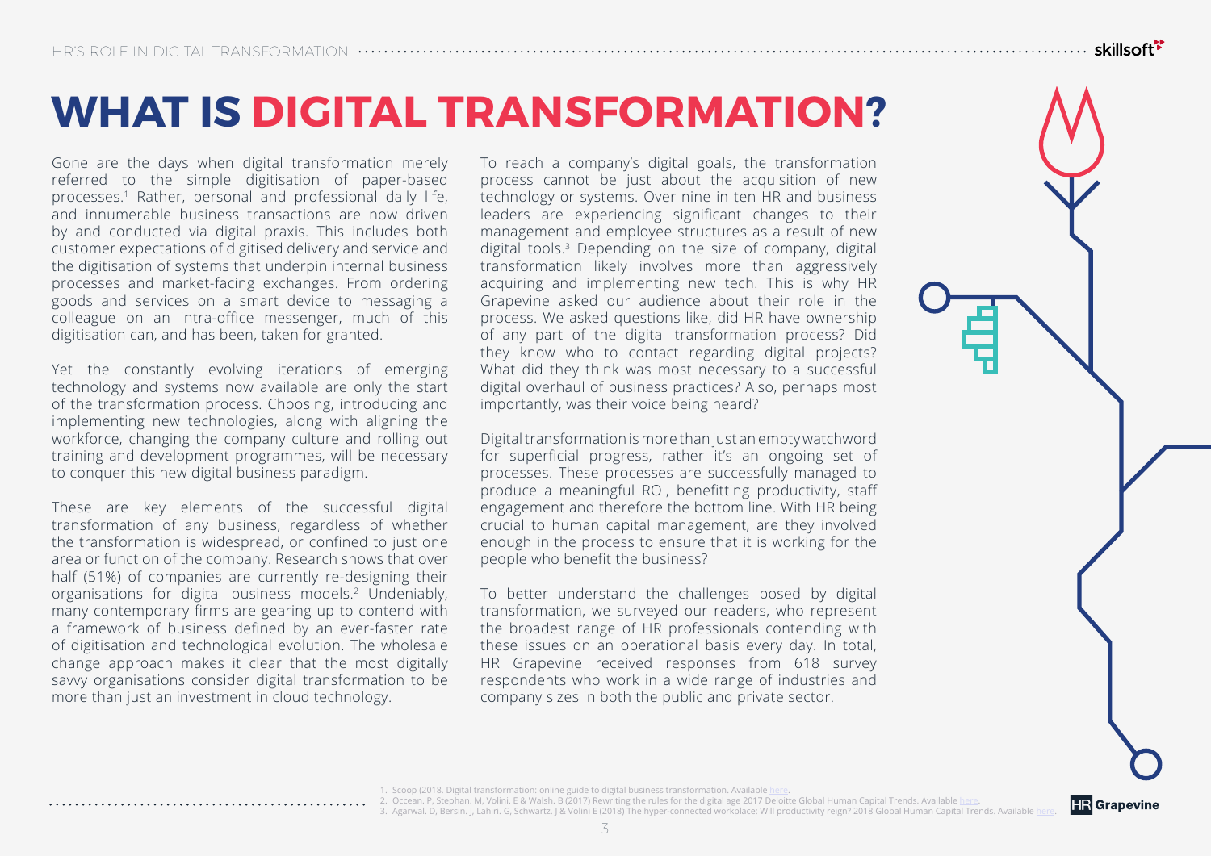# WHAT IS DIGITAL TRANSFORMATION?

Gone are the days when digital transformation merely referred to the simple digitisation of paper-based processes.[1] Rather, personal and professional daily life, and innumerable business transactions are now driven by and conducted via digital praxis. This includes both customer expectations of digitised delivery and service and the digitisation of systems that underpin internal business processes and market-facing exchanges. From ordering goods and services on a smart device to messaging a colleague on an intra-office messenger, much of this digitisation can, and has been, taken for granted.

Yet the constantly evolving iterations of emerging technology and systems now available are only the start of the transformation process. Choosing, introducing and implementing new technologies, along with aligning the workforce, changing the company culture and rolling out training and development programmes, will be necessary to conquer this new digital business paradigm.

These are key elements of the successful digital transformation of any business, regardless of whether the transformation is widespread, or confined to just one area or function of the company. Research shows that over half (51%) of companies are currently re-designing their organisations for digital business models.[2] Undeniably, many contemporary firms are gearing up to contend with a framework of business defined by an ever-faster rate of digitisation and technological evolution. The wholesale change approach makes it clear that the most digitally savvy organisations consider digital transformation to be more than just an investment in cloud technology.

To reach a company's digital goals, the transformation process cannot be just about the acquisition of new technology or systems. Over nine in ten HR and business leaders are experiencing significant changes to their management and employee structures as a result of new digital tools.[3] Depending on the size of company, digital transformation likely involves more than aggressively acquiring and implementing new tech. This is why HR Grapevine asked our audience about their role in the process. We asked questions like, did HR have ownership of any part of the digital transformation process? Did they know who to contact regarding digital projects? What did they think was most necessary to a successful digital overhaul of business practices? Also, perhaps most importantly, was their voice being heard?

Digital transformation is more than just an empty watchword for superficial progress, rather it's an ongoing set of processes. These processes are successfully managed to produce a meaningful ROI, benefitting productivity, staff engagement and therefore the bottom line. With HR being crucial to human capital management, are they involved enough in the process to ensure that it is working for the people who benefit the business?

To better understand the challenges posed by digital transformation, we surveyed our readers, who represent the broadest range of HR professionals contending with these issues on an operational basis every day. In total, HR Grapevine received responses from 618 survey respondents who work in a wide range of industries and company sizes in both the public and private sector.

1. Scoop (2018. Digital transformation: online guide to digital business transformation. Available here.
2. Occean. P, Stephan. M, Volini. E & Walsh. B (2017) Rewriting the rules for the digital age 2017 Deloitte Global Human Capital Trends. Available here.
3. Agarwal. D, Bersin. J, Lahiri. G, Schwartz. J & Volini E (2018) The hyper-connected workplace: Will productivity reign? 2018 Global Human Capital Trends. Available here.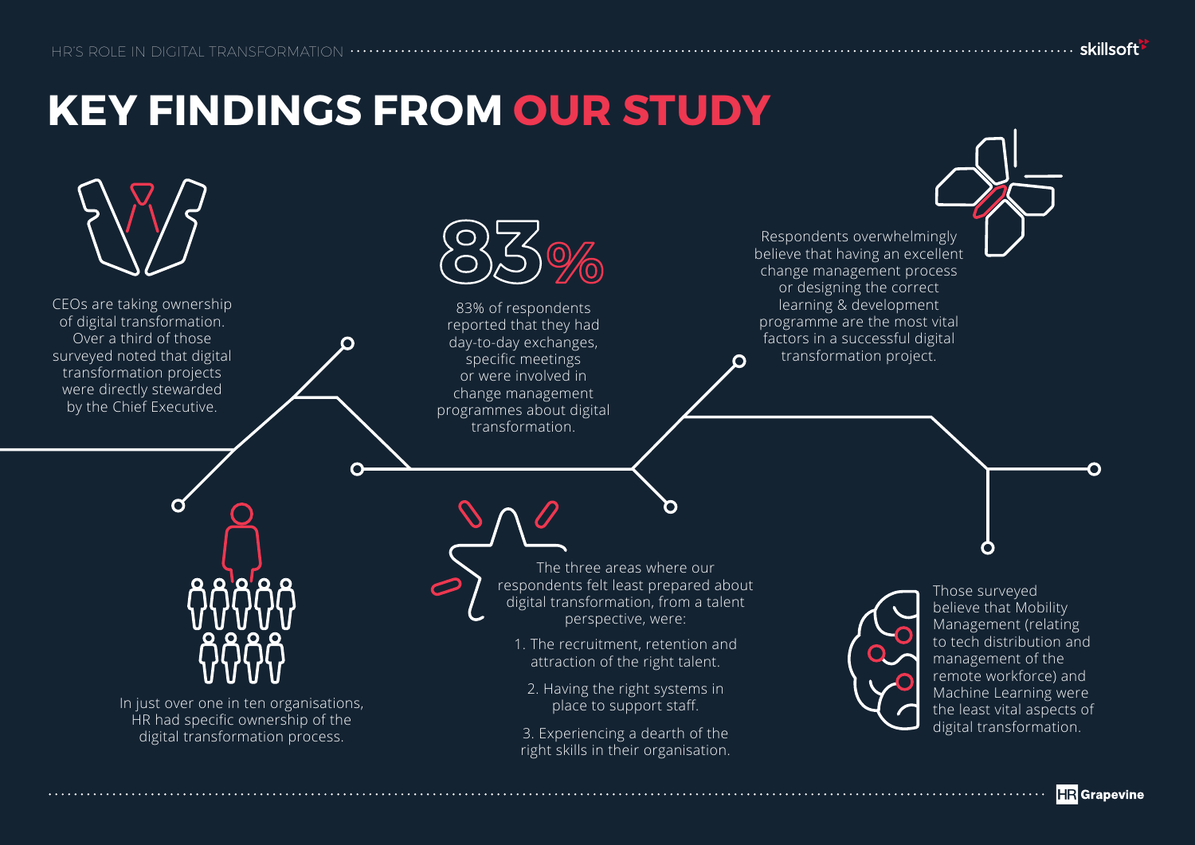# KEY FINDINGS FROM OUR STUDY

CEOs are taking ownership of digital transformation. Over a third of those surveyed noted that digital transformation projects were directly stewarded by the Chief Executive.

In just over one in ten organisations, HR had specific ownership of the digital transformation process.

**83%**

83% of respondents reported that they had day-to-day exchanges, specific meetings or were involved in change management programmes about digital transformation.

The three areas where our respondents felt least prepared about digital transformation, from a talent perspective, were:

1. The recruitment, retention and attraction of the right talent.
2. Having the right systems in place to support staff.
3. Experiencing a dearth of the right skills in their organisation.

Respondents overwhelmingly believe that having an excellent change management process or designing the correct learning & development programme are the most vital factors in a successful digital transformation project.

Those surveyed believe that Mobility Management (relating to tech distribution and management of the remote workforce) and Machine Learning were the least vital aspects of digital transformation.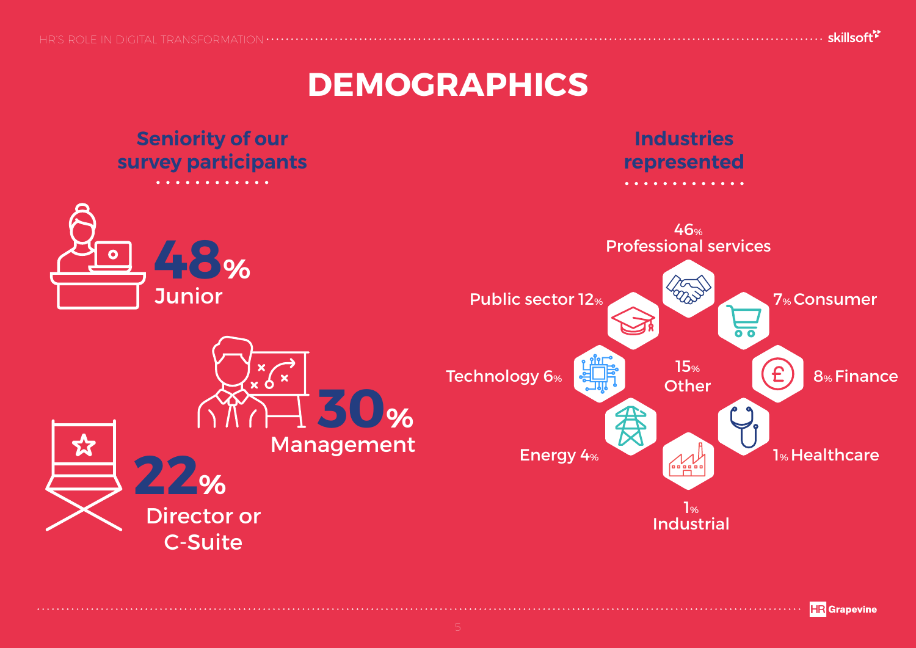# DEMOGRAPHICS

## Seniority of our survey participants

**48%** Junior

**30%** Management

**22%** Director or C-Suite

## Industries represented

- 46% Professional services
- 7% Consumer
- 8% Finance
- 1% Healthcare
- 1% Industrial
- Energy 4%
- Technology 6%
- Public sector 12%
- 15% Other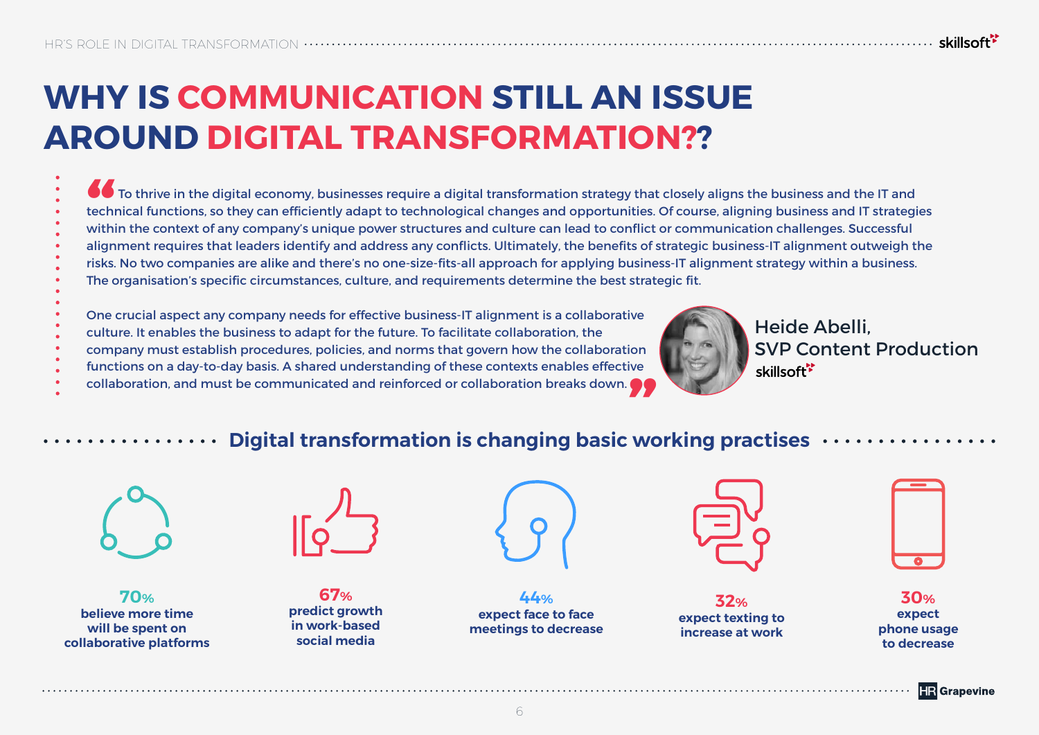# WHY IS COMMUNICATION STILL AN ISSUE AROUND DIGITAL TRANSFORMATION??

> "To thrive in the digital economy, businesses require a digital transformation strategy that closely aligns the business and the IT and technical functions, so they can efficiently adapt to technological changes and opportunities. Of course, aligning business and IT strategies within the context of any company's unique power structures and culture can lead to conflict or communication challenges. Successful alignment requires that leaders identify and address any conflicts. Ultimately, the benefits of strategic business-IT alignment outweigh the risks. No two companies are alike and there's no one-size-fits-all approach for applying business-IT alignment strategy within a business. The organisation's specific circumstances, culture, and requirements determine the best strategic fit.
>
> One crucial aspect any company needs for effective business-IT alignment is a collaborative culture. It enables the business to adapt for the future. To facilitate collaboration, the company must establish procedures, policies, and norms that govern how the collaboration functions on a day-to-day basis. A shared understanding of these contexts enables effective collaboration, and must be communicated and reinforced or collaboration breaks down."

**Heide Abelli, SVP Content Production**
skillsoft

## Digital transformation is changing basic working practises

- **70%** believe more time will be spent on collaborative platforms
- **67%** predict growth in work-based social media
- **44%** expect face to face meetings to decrease
- **32%** expect texting to increase at work
- **30%** expect phone usage to decrease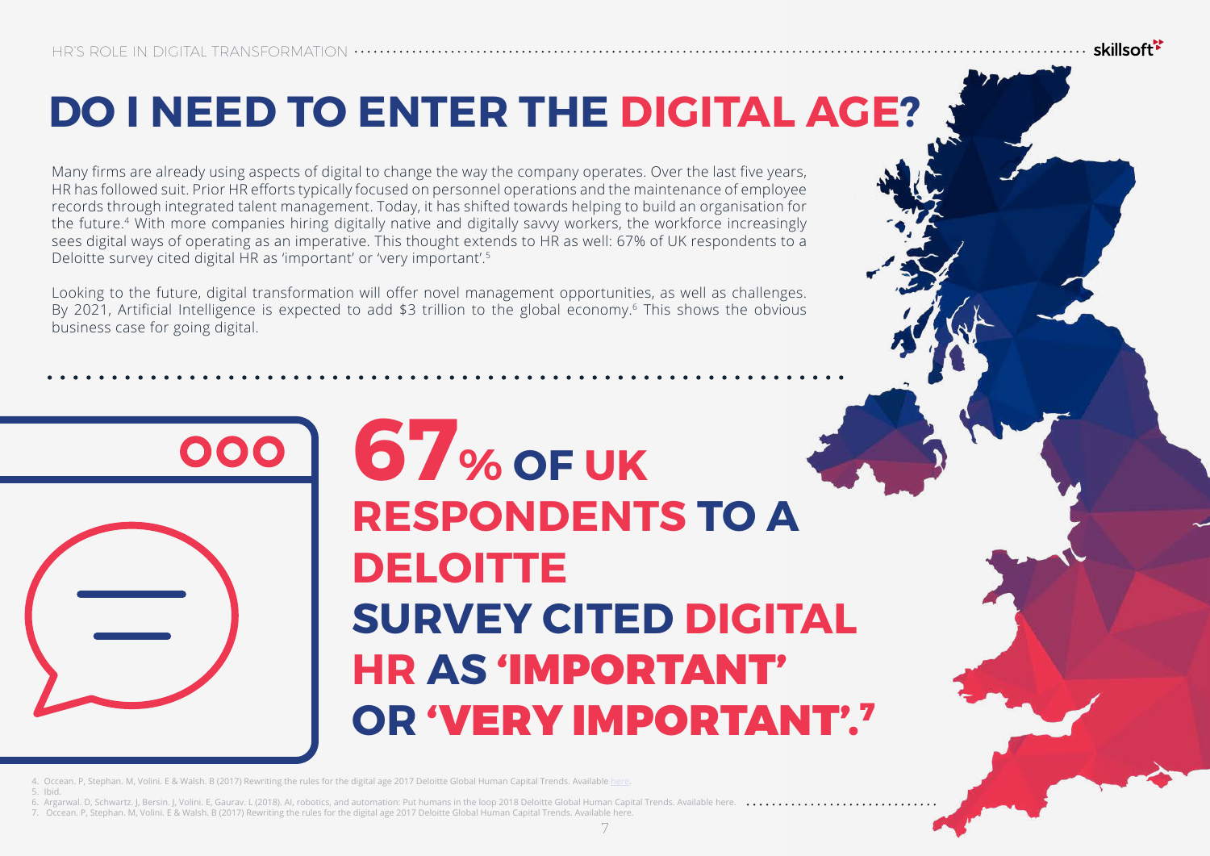# DO I NEED TO ENTER THE DIGITAL AGE?

Many firms are already using aspects of digital to change the way the company operates. Over the last five years, HR has followed suit. Prior HR efforts typically focused on personnel operations and the maintenance of employee records through integrated talent management. Today, it has shifted towards helping to build an organisation for the future.[4] With more companies hiring digitally native and digitally savvy workers, the workforce increasingly sees digital ways of operating as an imperative. This thought extends to HR as well: 67% of UK respondents to a Deloitte survey cited digital HR as 'important' or 'very important'.[5]

Looking to the future, digital transformation will offer novel management opportunities, as well as challenges. By 2021, Artificial Intelligence is expected to add $3 trillion to the global economy.[6] This shows the obvious business case for going digital.

**67% OF UK RESPONDENTS TO A DELOITTE SURVEY CITED DIGITAL HR AS 'IMPORTANT' OR 'VERY IMPORTANT'.[7]**

4. Occean. P, Stephan. M, Volini. E & Walsh. B (2017) Rewriting the rules for the digital age 2017 Deloitte Global Human Capital Trends. Available here.
5. Ibid.
6. Argarwal. D, Schwartz. J, Bersin. J, Volini. E, Gaurav. L (2018). AI, robotics, and automation: Put humans in the loop 2018 Deloitte Global Human Capital Trends. Available here.
7. Occean. P, Stephan. M, Volini. E & Walsh. B (2017) Rewriting the rules for the digital age 2017 Deloitte Global Human Capital Trends. Available here.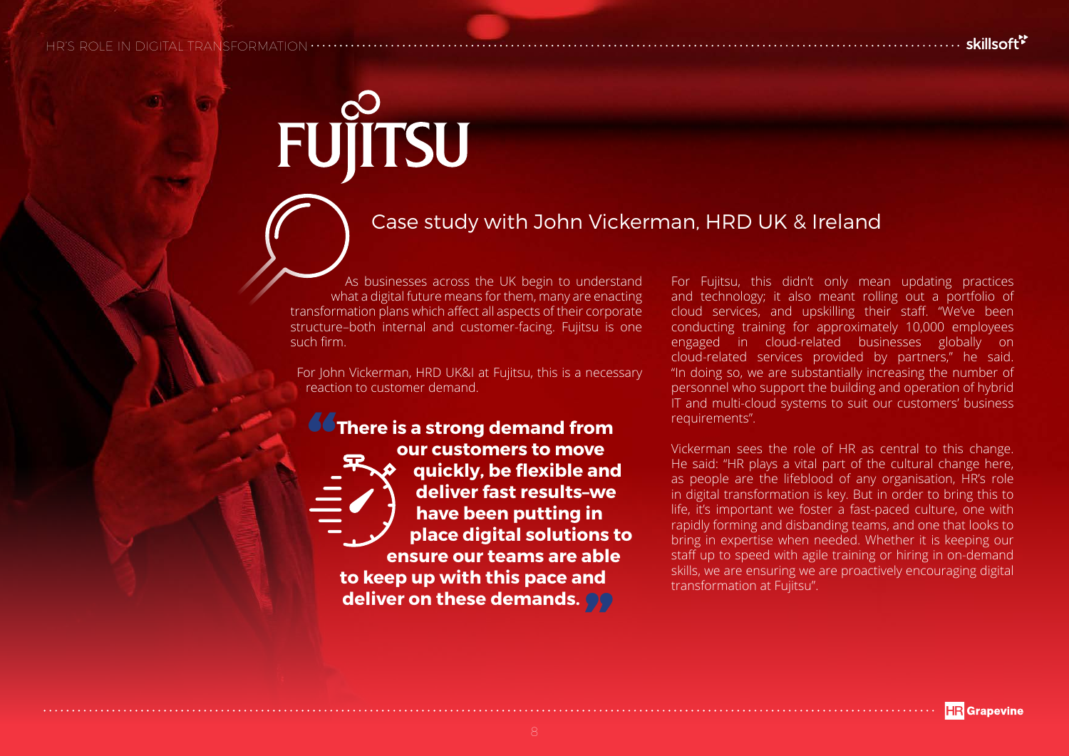# FUJITSU

## Case study with John Vickerman, HRD UK & Ireland

As businesses across the UK begin to understand what a digital future means for them, many are enacting transformation plans which affect all aspects of their corporate structure–both internal and customer-facing. Fujitsu is one such firm.

For John Vickerman, HRD UK&I at Fujitsu, this is a necessary reaction to customer demand.

> **"There is a strong demand from our customers to move quickly, be flexible and deliver fast results–we have been putting in place digital solutions to ensure our teams are able to keep up with this pace and deliver on these demands."**

For Fujitsu, this didn't only mean updating practices and technology; it also meant rolling out a portfolio of cloud services, and upskilling their staff. "We've been conducting training for approximately 10,000 employees engaged in cloud-related businesses globally on cloud-related services provided by partners," he said. "In doing so, we are substantially increasing the number of personnel who support the building and operation of hybrid IT and multi-cloud systems to suit our customers' business requirements".

Vickerman sees the role of HR as central to this change. He said: "HR plays a vital part of the cultural change here, as people are the lifeblood of any organisation, HR's role in digital transformation is key. But in order to bring this to life, it's important we foster a fast-paced culture, one with rapidly forming and disbanding teams, and one that looks to bring in expertise when needed. Whether it is keeping our staff up to speed with agile training or hiring in on-demand skills, we are ensuring we are proactively encouraging digital transformation at Fujitsu".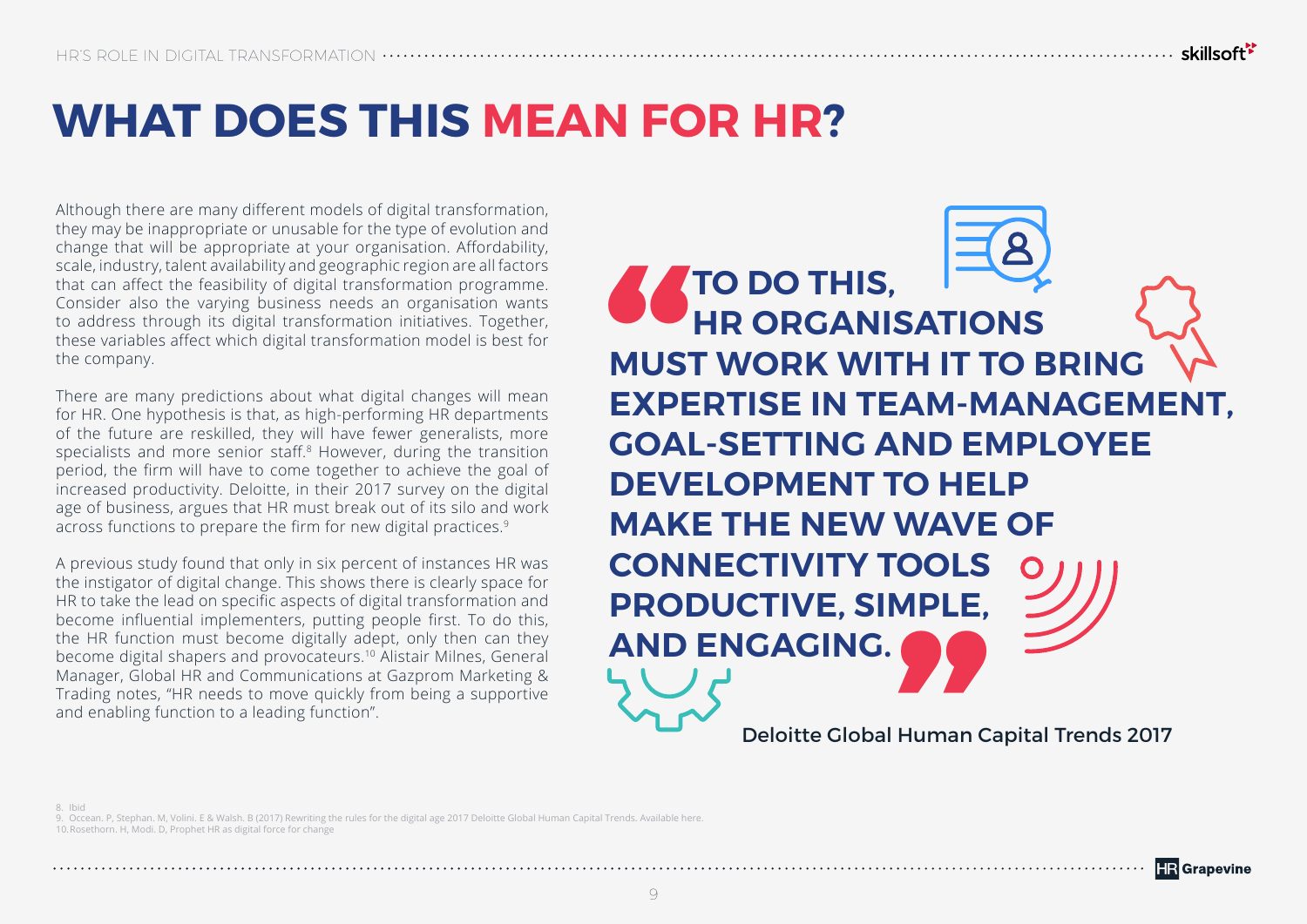# WHAT DOES THIS MEAN FOR HR?

Although there are many different models of digital transformation, they may be inappropriate or unusable for the type of evolution and change that will be appropriate at your organisation. Affordability, scale, industry, talent availability and geographic region are all factors that can affect the feasibility of digital transformation programme. Consider also the varying business needs an organisation wants to address through its digital transformation initiatives. Together, these variables affect which digital transformation model is best for the company.

There are many predictions about what digital changes will mean for HR. One hypothesis is that, as high-performing HR departments of the future are reskilled, they will have fewer generalists, more specialists and more senior staff.[8] However, during the transition period, the firm will have to come together to achieve the goal of increased productivity. Deloitte, in their 2017 survey on the digital age of business, argues that HR must break out of its silo and work across functions to prepare the firm for new digital practices.[9]

A previous study found that only in six percent of instances HR was the instigator of digital change. This shows there is clearly space for HR to take the lead on specific aspects of digital transformation and become influential implementers, putting people first. To do this, the HR function must become digitally adept, only then can they become digital shapers and provocateurs.[10] Alistair Milnes, General Manager, Global HR and Communications at Gazprom Marketing & Trading notes, "HR needs to move quickly from being a supportive and enabling function to a leading function".

> **"TO DO THIS, HR ORGANISATIONS MUST WORK WITH IT TO BRING EXPERTISE IN TEAM-MANAGEMENT, GOAL-SETTING AND EMPLOYEE DEVELOPMENT TO HELP MAKE THE NEW WAVE OF CONNECTIVITY TOOLS PRODUCTIVE, SIMPLE, AND ENGAGING."**
>
> Deloitte Global Human Capital Trends 2017

8. Ibid
9. Occean. P, Stephan. M, Volini. E & Walsh. B (2017) Rewriting the rules for the digital age 2017 Deloitte Global Human Capital Trends. Available here.
10. Rosethorn. H, Modi. D, Prophet HR as digital force for change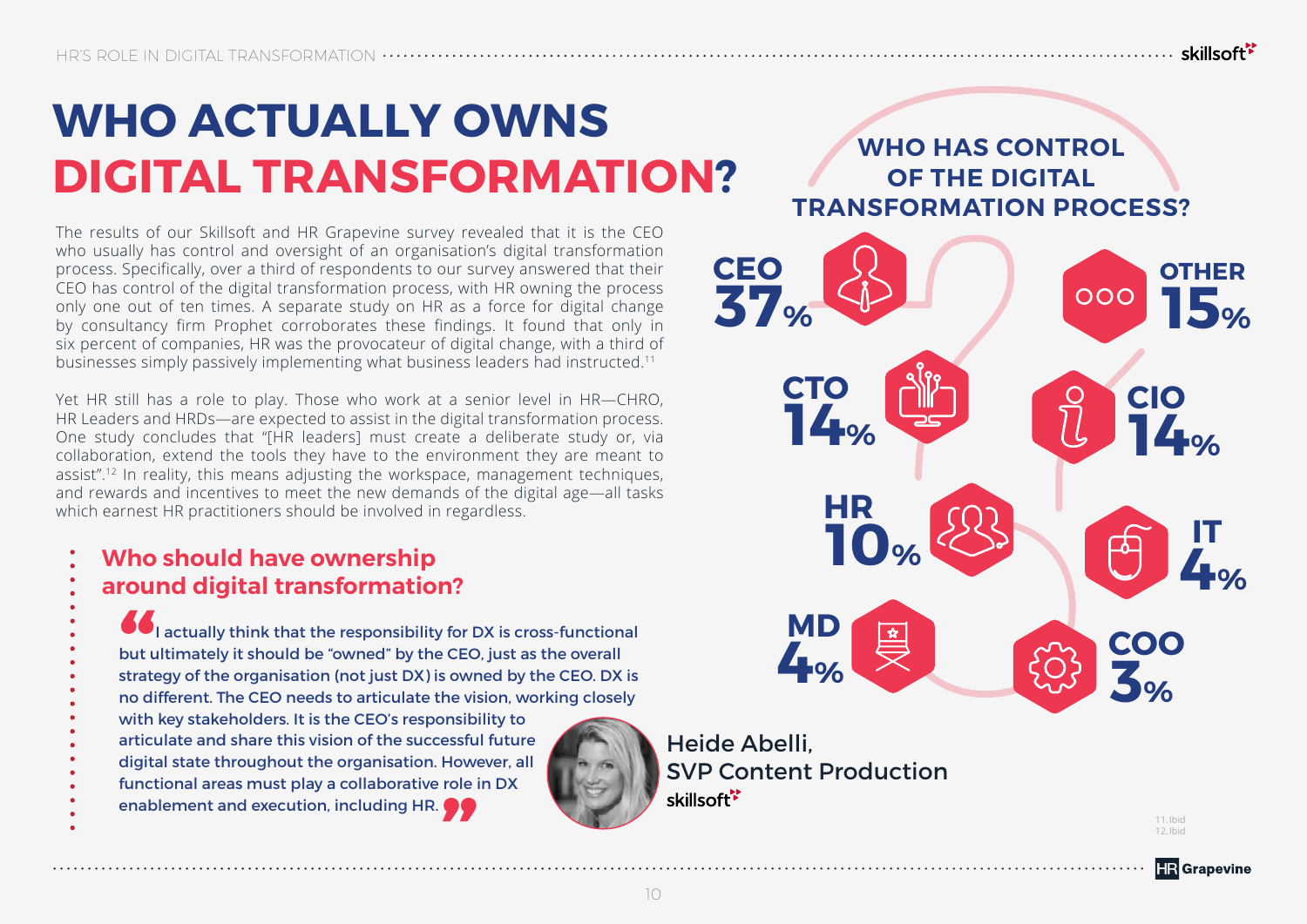# WHO ACTUALLY OWNS DIGITAL TRANSFORMATION?

The results of our Skillsoft and HR Grapevine survey revealed that it is the CEO who usually has control and oversight of an organisation's digital transformation process. Specifically, over a third of respondents to our survey answered that their CEO has control of the digital transformation process, with HR owning the process only one out of ten times. A separate study on HR as a force for digital change by consultancy firm Prophet corroborates these findings. It found that only in six percent of companies, HR was the provocateur of digital change, with a third of businesses simply passively implementing what business leaders had instructed.[11]

Yet HR still has a role to play. Those who work at a senior level in HR—CHRO, HR Leaders and HRDs—are expected to assist in the digital transformation process. One study concludes that "[HR leaders] must create a deliberate study or, via collaboration, extend the tools they have to the environment they are meant to assist".[12] In reality, this means adjusting the workspace, management techniques, and rewards and incentives to meet the new demands of the digital age—all tasks which earnest HR practitioners should be involved in regardless.

## WHO HAS CONTROL OF THE DIGITAL TRANSFORMATION PROCESS?

| Role | % |
|---|---|
| CEO | 37% |
| OTHER | 15% |
| CTO | 14% |
| CIO | 14% |
| HR | 10% |
| IT | 4% |
| MD | 4% |
| COO | 3% |

### Who should have ownership around digital transformation?

"I actually think that the responsibility for DX is cross-functional but ultimately it should be "owned" by the CEO, just as the overall strategy of the organisation (not just DX) is owned by the CEO. DX is no different. The CEO needs to articulate the vision, working closely with key stakeholders. It is the CEO's responsibility to articulate and share this vision of the successful future digital state throughout the organisation. However, all functional areas must play a collaborative role in DX enablement and execution, including HR."

Heide Abelli,
SVP Content Production
skillsoft

11. Ibid
12. Ibid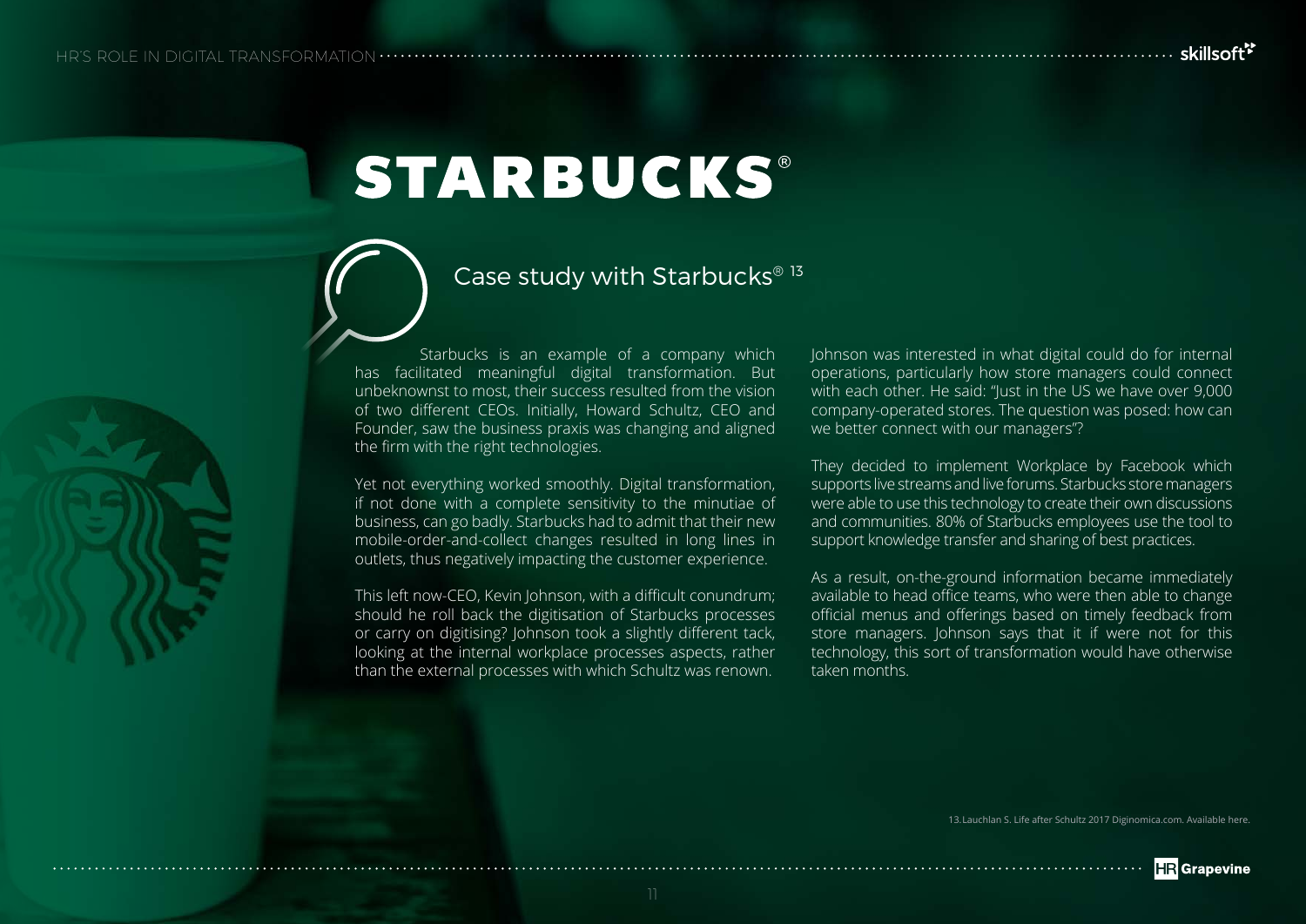# STARBUCKS®

## Case study with Starbucks®[13]

Starbucks is an example of a company which has facilitated meaningful digital transformation. But unbeknownst to most, their success resulted from the vision of two different CEOs. Initially, Howard Schultz, CEO and Founder, saw the business praxis was changing and aligned the firm with the right technologies.

Yet not everything worked smoothly. Digital transformation, if not done with a complete sensitivity to the minutiae of business, can go badly. Starbucks had to admit that their new mobile-order-and-collect changes resulted in long lines in outlets, thus negatively impacting the customer experience.

This left now-CEO, Kevin Johnson, with a difficult conundrum; should he roll back the digitisation of Starbucks processes or carry on digitising? Johnson took a slightly different tack, looking at the internal workplace processes aspects, rather than the external processes with which Schultz was renown.

Johnson was interested in what digital could do for internal operations, particularly how store managers could connect with each other. He said: "Just in the US we have over 9,000 company-operated stores. The question was posed: how can we better connect with our managers"?

They decided to implement Workplace by Facebook which supports live streams and live forums. Starbucks store managers were able to use this technology to create their own discussions and communities. 80% of Starbucks employees use the tool to support knowledge transfer and sharing of best practices.

As a result, on-the-ground information became immediately available to head office teams, who were then able to change official menus and offerings based on timely feedback from store managers. Johnson says that it if were not for this technology, this sort of transformation would have otherwise taken months.

13. Lauchlan S. Life after Schultz 2017 Diginomica.com. Available here.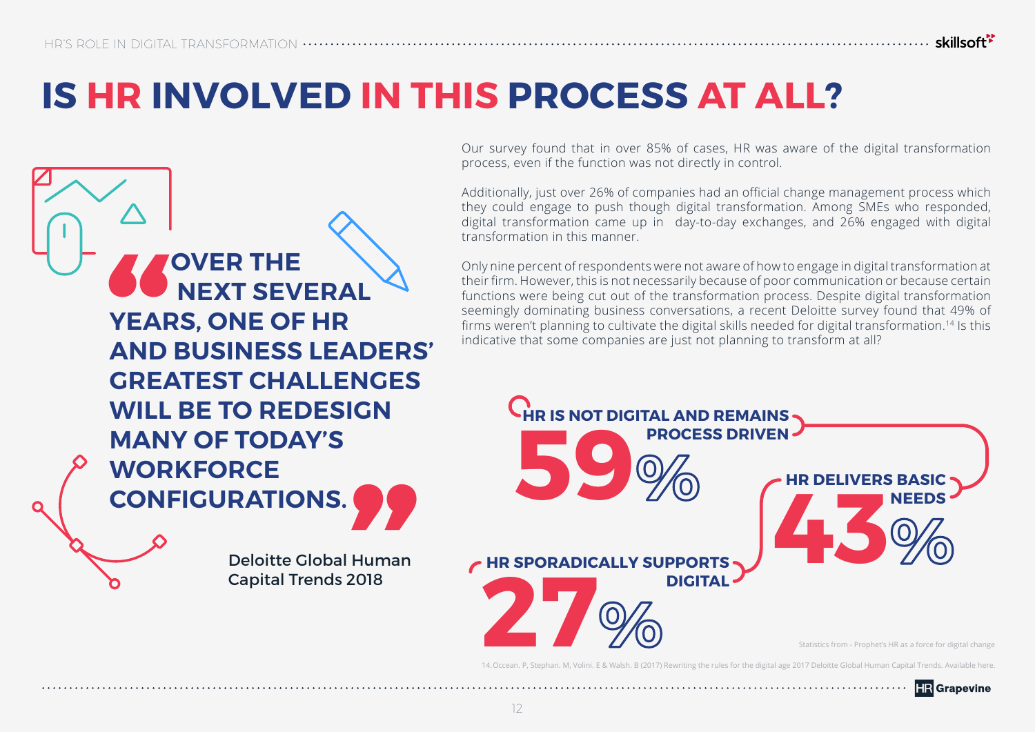# IS HR INVOLVED IN THIS PROCESS AT ALL?

> **"OVER THE NEXT SEVERAL YEARS, ONE OF HR AND BUSINESS LEADERS' GREATEST CHALLENGES WILL BE TO REDESIGN MANY OF TODAY'S WORKFORCE CONFIGURATIONS."**
>
> Deloitte Global Human Capital Trends 2018

Our survey found that in over 85% of cases, HR was aware of the digital transformation process, even if the function was not directly in control.

Additionally, just over 26% of companies had an official change management process which they could engage to push though digital transformation. Among SMEs who responded, digital transformation came up in  day-to-day exchanges, and 26% engaged with digital transformation in this manner.

Only nine percent of respondents were not aware of how to engage in digital transformation at their firm. However, this is not necessarily because of poor communication or because certain functions were being cut out of the transformation process. Despite digital transformation seemingly dominating business conversations, a recent Deloitte survey found that 49% of firms weren't planning to cultivate the digital skills needed for digital transformation.[14] Is this indicative that some companies are just not planning to transform at all?

**59%** HR IS NOT DIGITAL AND REMAINS PROCESS DRIVEN

**43%** HR DELIVERS BASIC NEEDS

**27%** HR SPORADICALLY SUPPORTS DIGITAL

Statistics from - Prophet's HR as a force for digital change

14. Occean. P, Stephan. M, Volini. E & Walsh. B (2017) Rewriting the rules for the digital age 2017 Deloitte Global Human Capital Trends. Available here.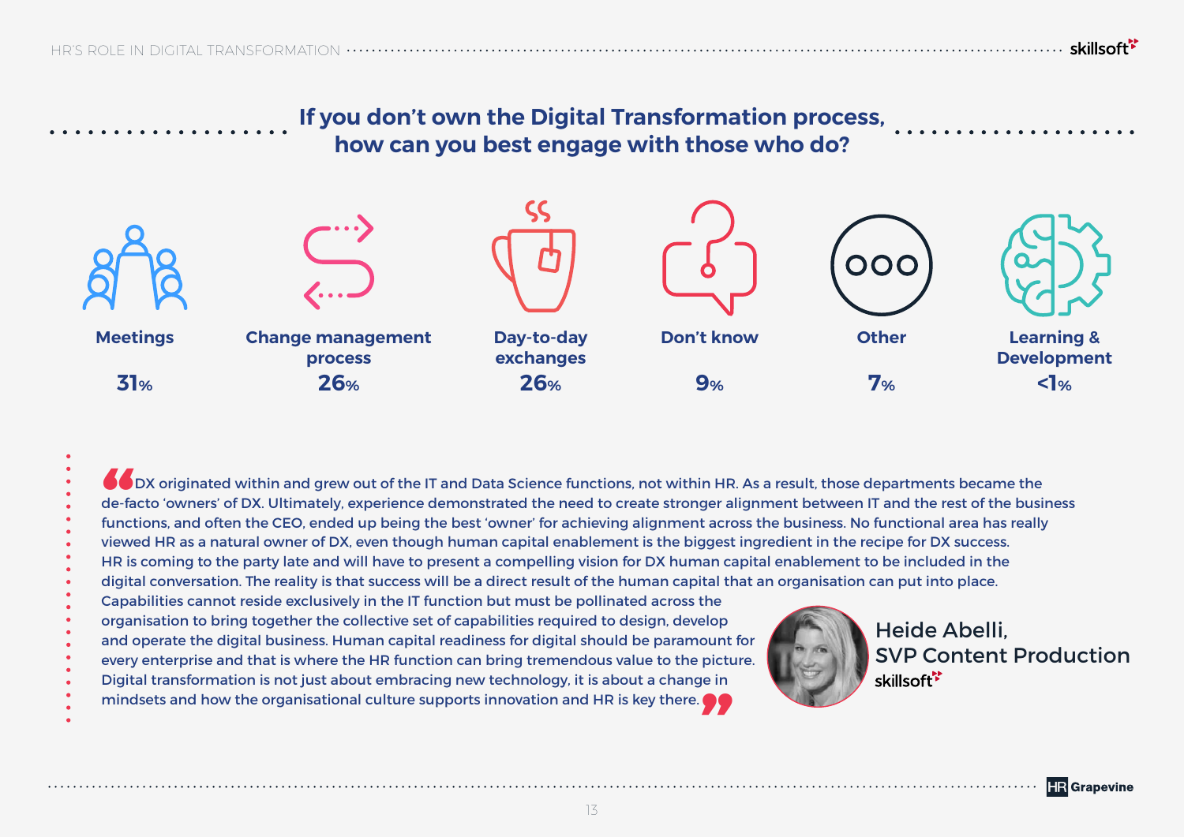## If you don't own the Digital Transformation process, how can you best engage with those who do?

| Response | Percentage |
| --- | --- |
| Meetings | 31% |
| Change management process | 26% |
| Day-to-day exchanges | 26% |
| Don't know | 9% |
| Other | 7% |
| Learning & Development | <1% |

> "DX originated within and grew out of the IT and Data Science functions, not within HR. As a result, those departments became the de-facto 'owners' of DX. Ultimately, experience demonstrated the need to create stronger alignment between IT and the rest of the business functions, and often the CEO, ended up being the best 'owner' for achieving alignment across the business. No functional area has really viewed HR as a natural owner of DX, even though human capital enablement is the biggest ingredient in the recipe for DX success. HR is coming to the party late and will have to present a compelling vision for DX human capital enablement to be included in the digital conversation. The reality is that success will be a direct result of the human capital that an organisation can put into place. Capabilities cannot reside exclusively in the IT function but must be pollinated across the organisation to bring together the collective set of capabilities required to design, develop and operate the digital business. Human capital readiness for digital should be paramount for every enterprise and that is where the HR function can bring tremendous value to the picture. Digital transformation is not just about embracing new technology, it is about a change in mindsets and how the organisational culture supports innovation and HR is key there."

**Heide Abelli,**
**SVP Content Production**
skillsoft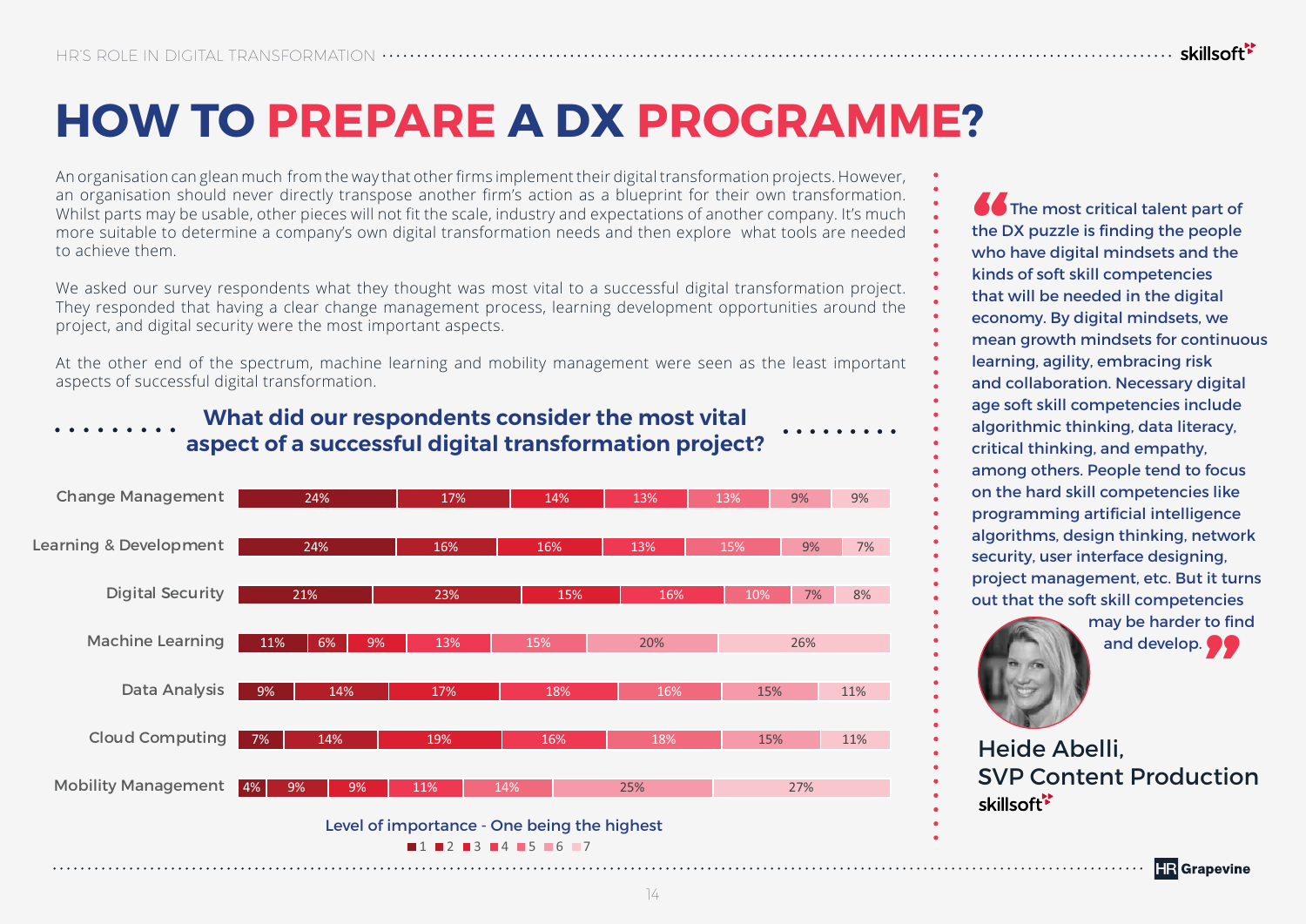# HOW TO PREPARE A DX PROGRAMME?

An organisation can glean much from the way that other firms implement their digital transformation projects. However, an organisation should never directly transpose another firm's action as a blueprint for their own transformation. Whilst parts may be usable, other pieces will not fit the scale, industry and expectations of another company. It's much more suitable to determine a company's own digital transformation needs and then explore what tools are needed to achieve them.

We asked our survey respondents what they thought was most vital to a successful digital transformation project. They responded that having a clear change management process, learning development opportunities around the project, and digital security were the most important aspects.

At the other end of the spectrum, machine learning and mobility management were seen as the least important aspects of successful digital transformation.

### What did our respondents consider the most vital aspect of a successful digital transformation project?

| | 1 | 2 | 3 | 4 | 5 | 6 | 7 |
|---|---|---|---|---|---|---|---|
| Change Management | 24% | 17% | 14% | 13% | 13% | 9% | 9% |
| Learning & Development | 24% | 16% | 16% | 13% | 15% | 9% | 7% |
| Digital Security | 21% | 23% | 15% | 16% | 10% | 7% | 8% |
| Machine Learning | 11% | 6% | 9% | 13% | 15% | 20% | 26% |
| Data Analysis | 9% | 14% | 17% | 18% | 16% | 15% | 11% |
| Cloud Computing | 7% | 14% | 19% | 16% | 18% | 15% | 11% |
| Mobility Management | 4% | 9% | 9% | 11% | 14% | 25% | 27% |

Level of importance - One being the highest

> "The most critical talent part of the DX puzzle is finding the people who have digital mindsets and the kinds of soft skill competencies that will be needed in the digital economy. By digital mindsets, we mean growth mindsets for continuous learning, agility, embracing risk and collaboration. Necessary digital age soft skill competencies include algorithmic thinking, data literacy, critical thinking, and empathy, among others. People tend to focus on the hard skill competencies like programming artificial intelligence algorithms, design thinking, network security, user interface designing, project management, etc. But it turns out that the soft skill competencies may be harder to find and develop."

**Heide Abelli,**
**SVP Content Production**
skillsoft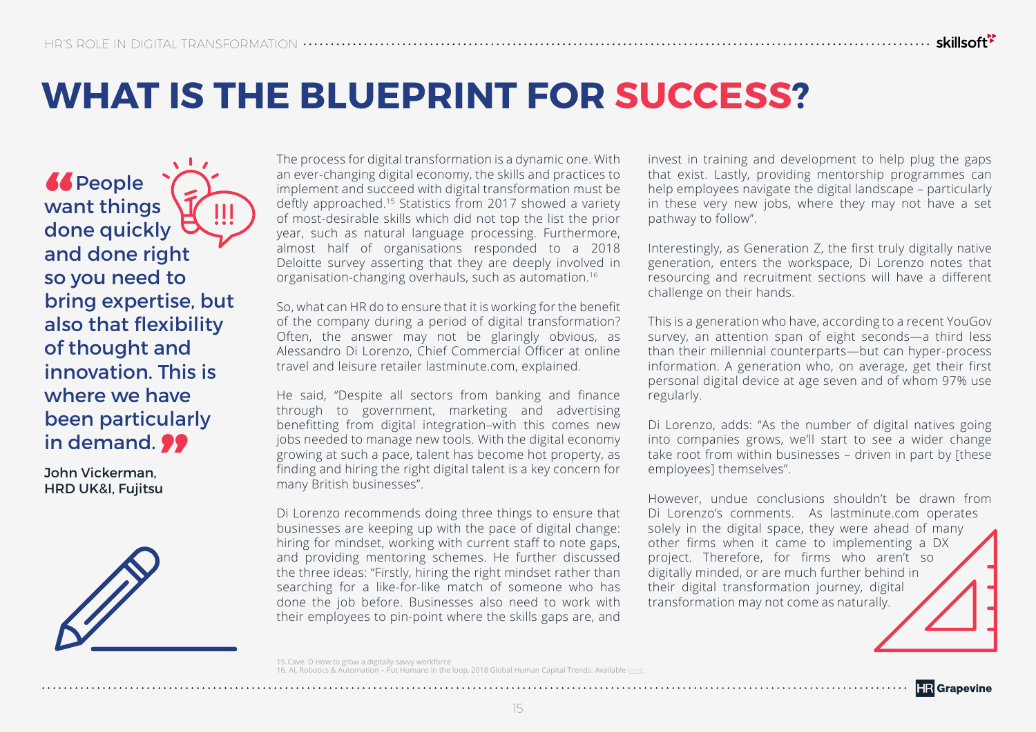# WHAT IS THE BLUEPRINT FOR SUCCESS?

> "People want things done quickly and done right so you need to bring expertise, but also that flexibility of thought and innovation. This is where we have been particularly in demand."
>
> John Vickerman, HRD UK&I, Fujitsu

The process for digital transformation is a dynamic one. With an ever-changing digital economy, the skills and practices to implement and succeed with digital transformation must be deftly approached.[15] Statistics from 2017 showed a variety of most-desirable skills which did not top the list the prior year, such as natural language processing. Furthermore, almost half of organisations responded to a 2018 Deloitte survey asserting that they are deeply involved in organisation-changing overhauls, such as automation.[16]

So, what can HR do to ensure that it is working for the benefit of the company during a period of digital transformation? Often, the answer may not be glaringly obvious, as Alessandro Di Lorenzo, Chief Commercial Officer at online travel and leisure retailer lastminute.com, explained.

He said, "Despite all sectors from banking and finance through to government, marketing and advertising benefitting from digital integration–with this comes new jobs needed to manage new tools. With the digital economy growing at such a pace, talent has become hot property, as finding and hiring the right digital talent is a key concern for many British businesses".

Di Lorenzo recommends doing three things to ensure that businesses are keeping up with the pace of digital change: hiring for mindset, working with current staff to note gaps, and providing mentoring schemes. He further discussed the three ideas: "Firstly, hiring the right mindset rather than searching for a like-for-like match of someone who has done the job before. Businesses also need to work with their employees to pin-point where the skills gaps are, and invest in training and development to help plug the gaps that exist. Lastly, providing mentorship programmes can help employees navigate the digital landscape – particularly in these very new jobs, where they may not have a set pathway to follow".

Interestingly, as Generation Z, the first truly digitally native generation, enters the workspace, Di Lorenzo notes that resourcing and recruitment sections will have a different challenge on their hands.

This is a generation who have, according to a recent YouGov survey, an attention span of eight seconds—a third less than their millennial counterparts—but can hyper-process information. A generation who, on average, get their first personal digital device at age seven and of whom 97% use regularly.

Di Lorenzo, adds: "As the number of digital natives going into companies grows, we'll start to see a wider change take root from within businesses – driven in part by [these employees] themselves".

However, undue conclusions shouldn't be drawn from Di Lorenzo's comments. As lastminute.com operates solely in the digital space, they were ahead of many other firms when it came to implementing a DX project. Therefore, for firms who aren't so digitally minded, or are much further behind in their digital transformation journey, digital transformation may not come as naturally.

15. Cave. D How to grow a digitally savvy workforce
16. AI, Robotics & Automation – Put Humans in the loop, 2018 Global Human Capital Trends. Available here.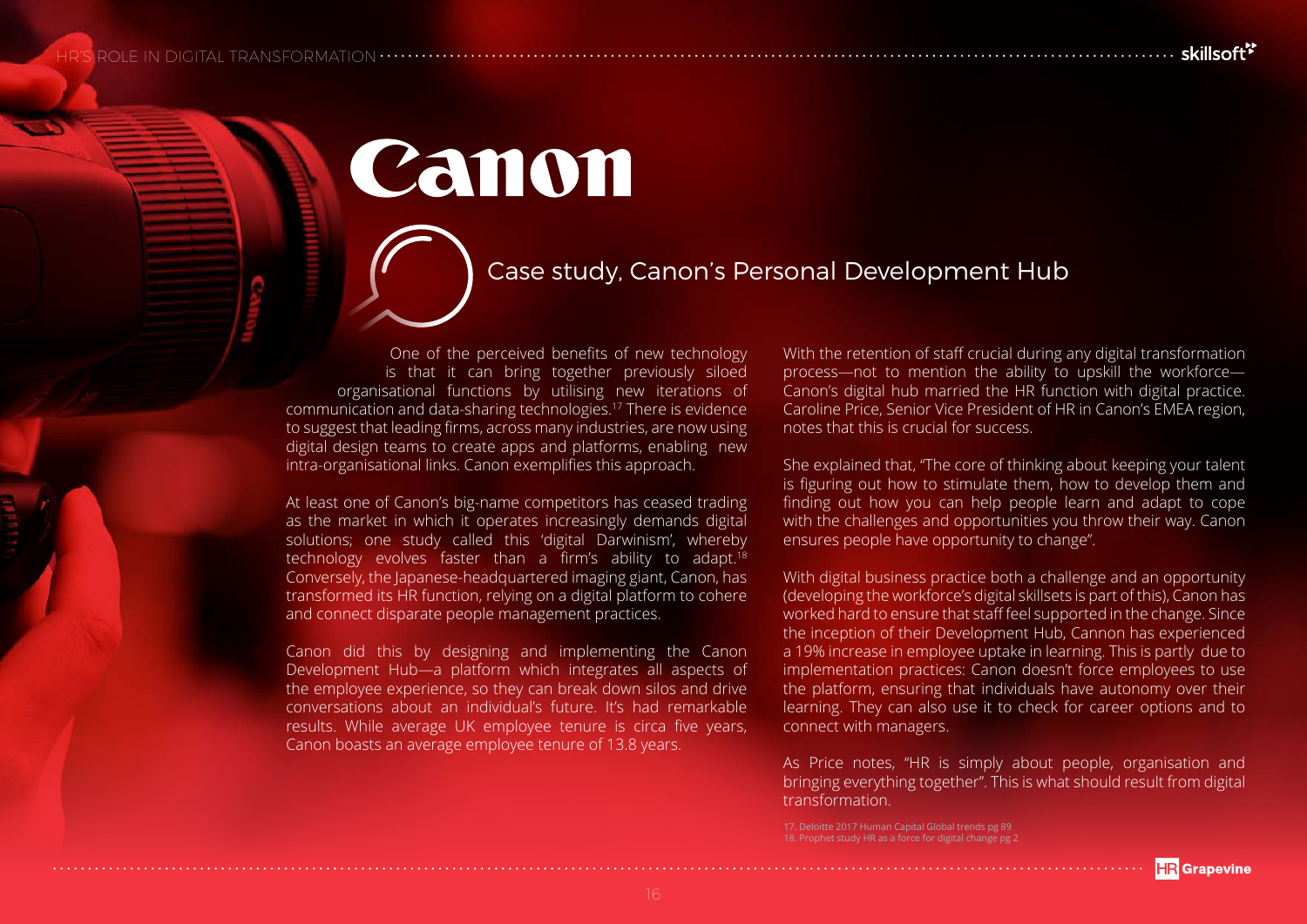# Canon

## Case study, Canon's Personal Development Hub

One of the perceived benefits of new technology is that it can bring together previously siloed organisational functions by utilising new iterations of communication and data-sharing technologies.[17] There is evidence to suggest that leading firms, across many industries, are now using digital design teams to create apps and platforms, enabling new intra-organisational links. Canon exemplifies this approach.

At least one of Canon's big-name competitors has ceased trading as the market in which it operates increasingly demands digital solutions; one study called this 'digital Darwinism', whereby technology evolves faster than a firm's ability to adapt.[18] Conversely, the Japanese-headquartered imaging giant, Canon, has transformed its HR function, relying on a digital platform to cohere and connect disparate people management practices.

Canon did this by designing and implementing the Canon Development Hub—a platform which integrates all aspects of the employee experience, so they can break down silos and drive conversations about an individual's future. It's had remarkable results. While average UK employee tenure is circa five years, Canon boasts an average employee tenure of 13.8 years.

With the retention of staff crucial during any digital transformation process—not to mention the ability to upskill the workforce—Canon's digital hub married the HR function with digital practice. Caroline Price, Senior Vice President of HR in Canon's EMEA region, notes that this is crucial for success.

She explained that, "The core of thinking about keeping your talent is figuring out how to stimulate them, how to develop them and finding out how you can help people learn and adapt to cope with the challenges and opportunities you throw their way. Canon ensures people have opportunity to change".

With digital business practice both a challenge and an opportunity (developing the workforce's digital skillsets is part of this), Canon has worked hard to ensure that staff feel supported in the change. Since the inception of their Development Hub, Cannon has experienced a 19% increase in employee uptake in learning. This is partly due to implementation practices: Canon doesn't force employees to use the platform, ensuring that individuals have autonomy over their learning. They can also use it to check for career options and to connect with managers.

As Price notes, "HR is simply about people, organisation and bringing everything together". This is what should result from digital transformation.

17. Deloitte 2017 Human Capital Global trends pg 89
18. Prophet study HR as a force for digital change pg 2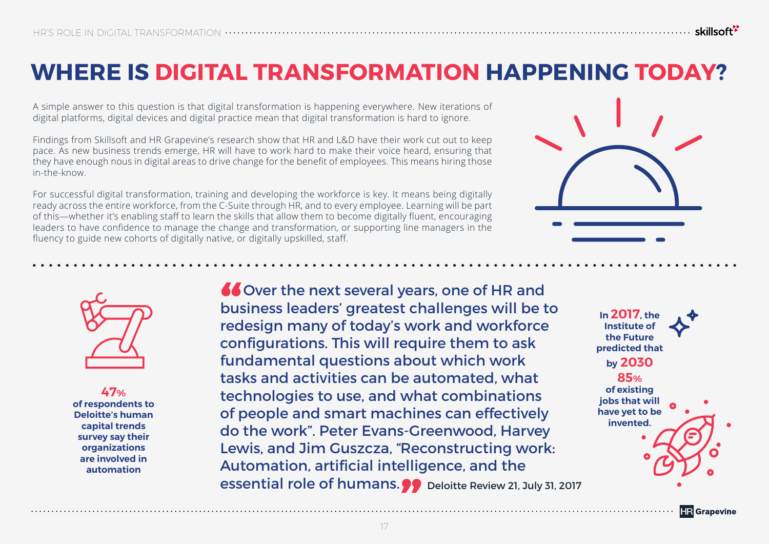# WHERE IS DIGITAL TRANSFORMATION HAPPENING TODAY?

A simple answer to this question is that digital transformation is happening everywhere. New iterations of digital platforms, digital devices and digital practice mean that digital transformation is hard to ignore.

Findings from Skillsoft and HR Grapevine's research show that HR and L&D have their work cut out to keep pace. As new business trends emerge, HR will have to work hard to make their voice heard, ensuring that they have enough nous in digital areas to drive change for the benefit of employees. This means hiring those in-the-know.

For successful digital transformation, training and developing the workforce is key. It means being digitally ready across the entire workforce, from the C-Suite through HR, and to every employee. Learning will be part of this—whether it's enabling staff to learn the skills that allow them to become digitally fluent, encouraging leaders to have confidence to manage the change and transformation, or supporting line managers in the fluency to guide new cohorts of digitally native, or digitally upskilled, staff.

**47%** **of respondents to Deloitte's human capital trends survey say their organizations are involved in automation**

> "Over the next several years, one of HR and business leaders' greatest challenges will be to redesign many of today's work and workforce configurations. This will require them to ask fundamental questions about which work tasks and activities can be automated, what technologies to use, and what combinations of people and smart machines can effectively do the work". Peter Evans-Greenwood, Harvey Lewis, and Jim Guszcza, "Reconstructing work: Automation, artificial intelligence, and the essential role of humans." Deloitte Review 21, July 31, 2017

**In 2017, the Institute of the Future predicted that by 2030 85% of existing jobs that will have yet to be invented.**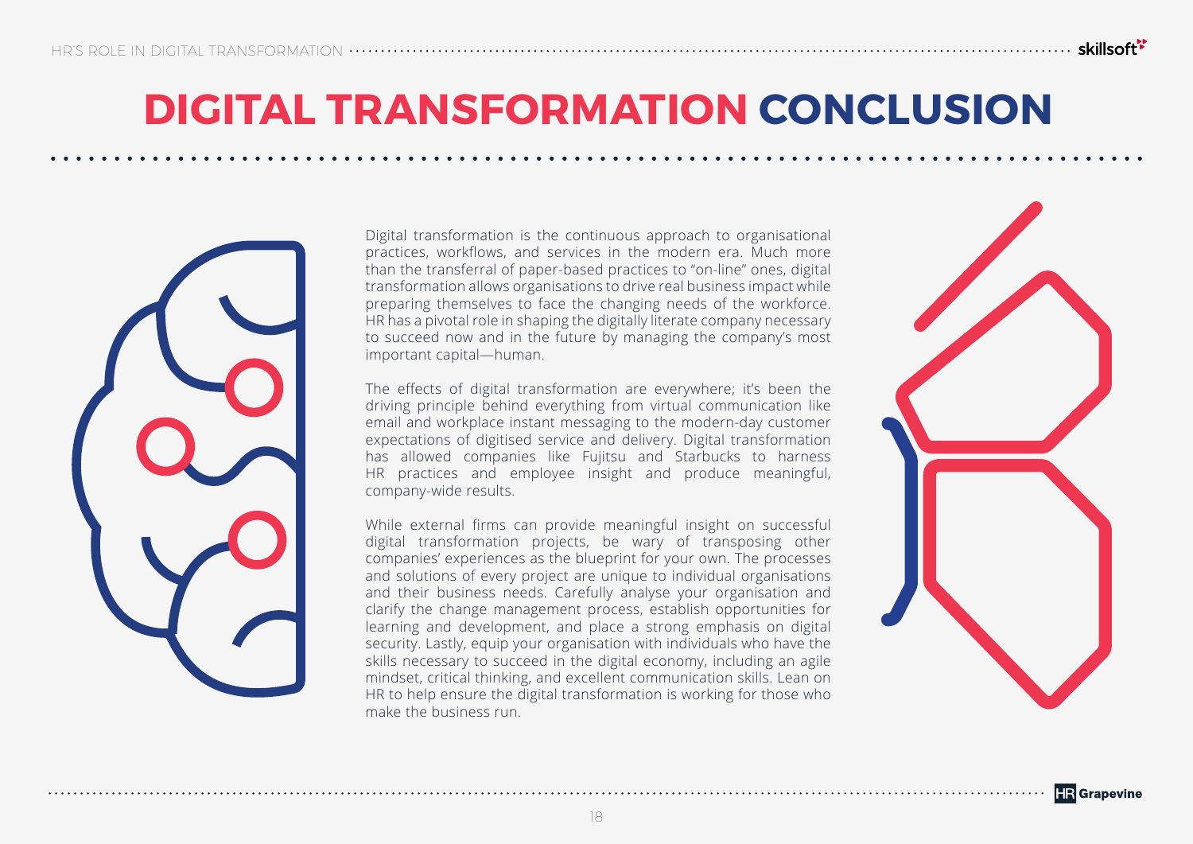# DIGITAL TRANSFORMATION CONCLUSION

Digital transformation is the continuous approach to organisational practices, workflows, and services in the modern era. Much more than the transferral of paper-based practices to "on-line" ones, digital transformation allows organisations to drive real business impact while preparing themselves to face the changing needs of the workforce. HR has a pivotal role in shaping the digitally literate company necessary to succeed now and in the future by managing the company's most important capital—human.

The effects of digital transformation are everywhere; it's been the driving principle behind everything from virtual communication like email and workplace instant messaging to the modern-day customer expectations of digitised service and delivery. Digital transformation has allowed companies like Fujitsu and Starbucks to harness HR practices and employee insight and produce meaningful, company-wide results.

While external firms can provide meaningful insight on successful digital transformation projects, be wary of transposing other companies' experiences as the blueprint for your own. The processes and solutions of every project are unique to individual organisations and their business needs. Carefully analyse your organisation and clarify the change management process, establish opportunities for learning and development, and place a strong emphasis on digital security. Lastly, equip your organisation with individuals who have the skills necessary to succeed in the digital economy, including an agile mindset, critical thinking, and excellent communication skills. Lean on HR to help ensure the digital transformation is working for those who make the business run.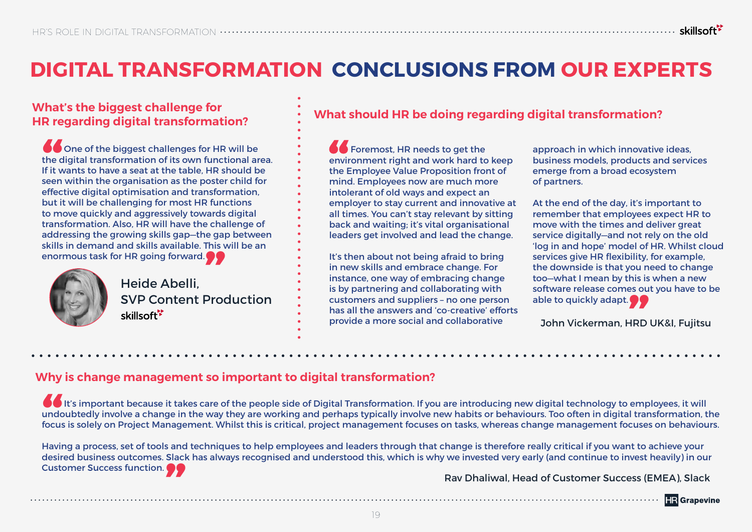# DIGITAL TRANSFORMATION CONCLUSIONS FROM OUR EXPERTS

## What's the biggest challenge for HR regarding digital transformation?

"One of the biggest challenges for HR will be the digital transformation of its own functional area. If it wants to have a seat at the table, HR should be seen within the organisation as the poster child for effective digital optimisation and transformation, but it will be challenging for most HR functions to move quickly and aggressively towards digital transformation. Also, HR will have the challenge of addressing the growing skills gap—the gap between skills in demand and skills available. This will be an enormous task for HR going forward."

Heide Abelli,
SVP Content Production
skillsoft

## What should HR be doing regarding digital transformation?

"Foremost, HR needs to get the environment right and work hard to keep the Employee Value Proposition front of mind. Employees now are much more intolerant of old ways and expect an employer to stay current and innovative at all times. You can't stay relevant by sitting back and waiting; it's vital organisational leaders get involved and lead the change.

It's then about not being afraid to bring in new skills and embrace change. For instance, one way of embracing change is by partnering and collaborating with customers and suppliers – no one person has all the answers and 'co-creative' efforts provide a more social and collaborative approach in which innovative ideas, business models, products and services emerge from a broad ecosystem of partners.

At the end of the day, it's important to remember that employees expect HR to move with the times and deliver great service digitally—and not rely on the old 'log in and hope' model of HR. Whilst cloud services give HR flexibility, for example, the downside is that you need to change too—what I mean by this is when a new software release comes out you have to be able to quickly adapt."

John Vickerman, HRD UK&I, Fujitsu

## Why is change management so important to digital transformation?

"It's important because it takes care of the people side of Digital Transformation. If you are introducing new digital technology to employees, it will undoubtedly involve a change in the way they are working and perhaps typically involve new habits or behaviours. Too often in digital transformation, the focus is solely on Project Management. Whilst this is critical, project management focuses on tasks, whereas change management focuses on behaviours.

Having a process, set of tools and techniques to help employees and leaders through that change is therefore really critical if you want to achieve your desired business outcomes. Slack has always recognised and understood this, which is why we invested very early (and continue to invest heavily) in our Customer Success function."

Rav Dhaliwal, Head of Customer Success (EMEA), Slack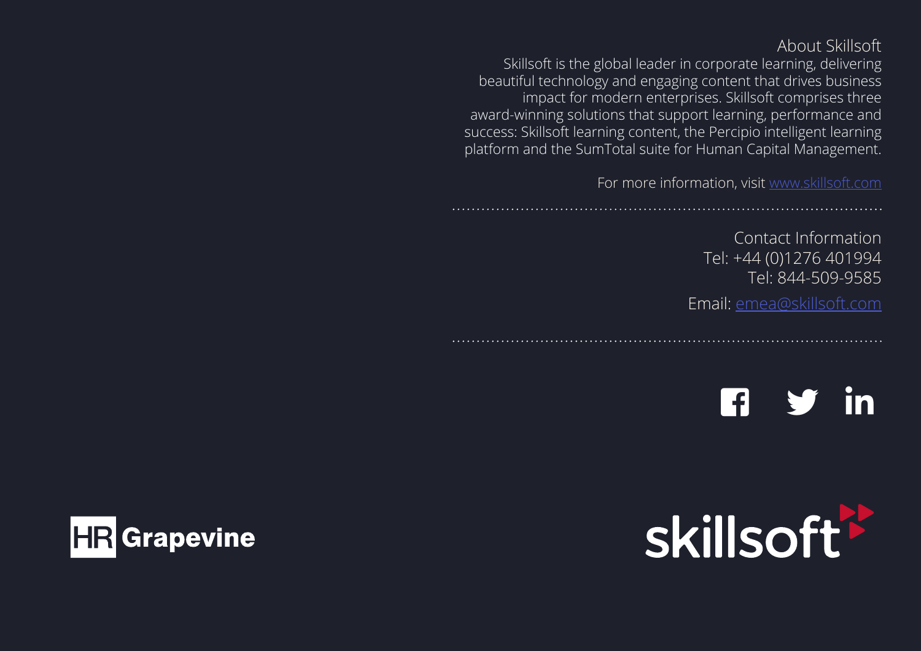## About Skillsoft

Skillsoft is the global leader in corporate learning, delivering beautiful technology and engaging content that drives business impact for modern enterprises. Skillsoft comprises three award-winning solutions that support learning, performance and success: Skillsoft learning content, the Percipio intelligent learning platform and the SumTotal suite for Human Capital Management.

For more information, visit [www.skillsoft.com](http://www.skillsoft.com)

## Contact Information

Tel: +44 (0)1276 401994
Tel: 844-509-9585

Email: [emea@skillsoft.com](mailto:emea@skillsoft.com)

HR Grapevine

skillsoft